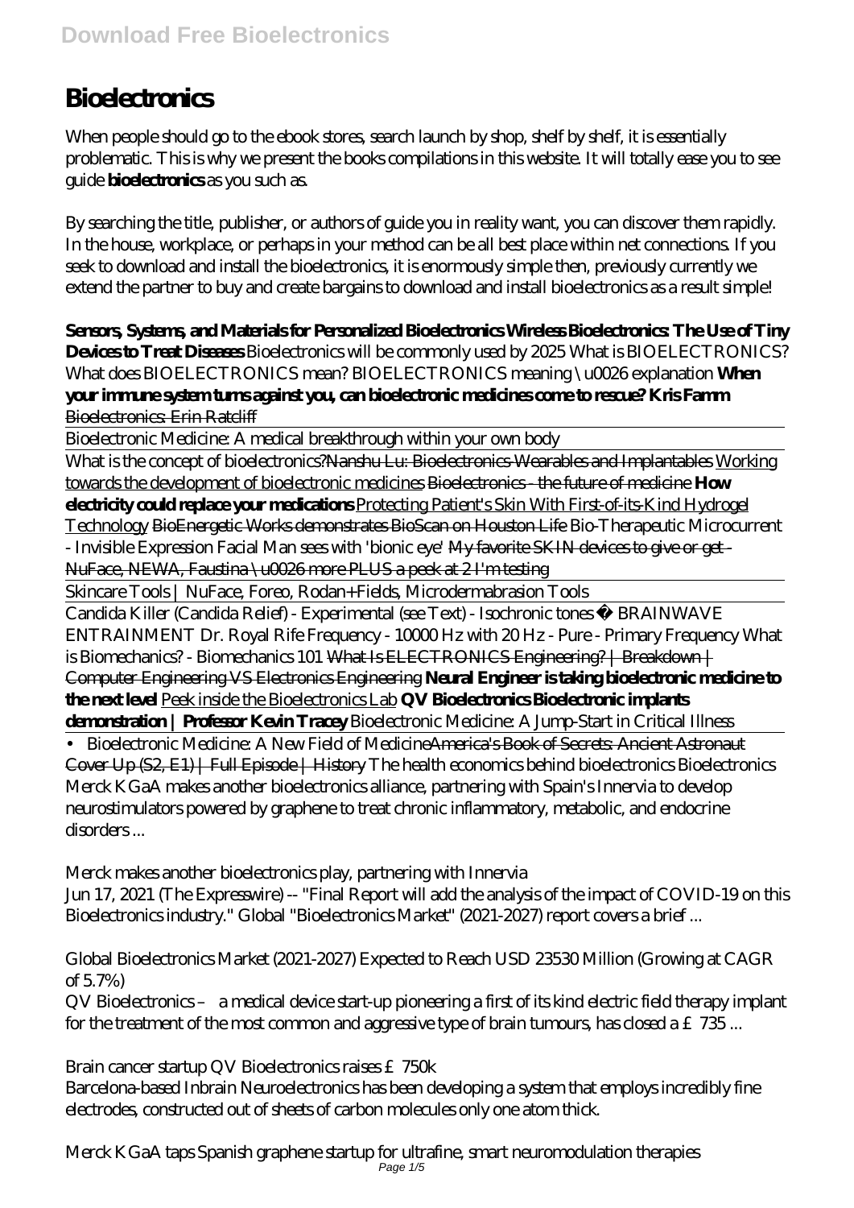# Bioelectronics

When people should go to the ebook stores, search launch by shop, shelf by shelf, it is essentially problematic. This is why we present the books compilations in this website. It will totally ease you to see guide **bioelectronics** as you such as.

By searching the title, publisher, or authors of guide you in reality want, you can discover them rapidly. In the house, workplace, or perhaps in your method can be all best place within net connections. If you seek to download and install the bioelectronics, it is enormously simple then, previously currently we extend the partner to buy and create bargains to download and install bioelectronics as a result simple!

**Sensors, Systems, and Materials for Personalized Bioelectronics** **Wireless Bioelectronics: The Use of Tiny Devices to Treat Diseases** *Bioelectronics will be commonly used by 2025* *What is BIOELECTRONICS? What does BIOELECTRONICS mean? BIOELECTRONICS meaning \u0026 explanation* **When your immune system turns against you, can bioelectronic medicines come to rescue? Kris Famm** ~~Bioelectronics: Erin Ratcliff~~

Bioelectronic Medicine: A medical breakthrough within your own body

What is the concept of bioelectronics? ~~Nanshu Lu: Bioelectronics-Wearables and Implantables~~ Working towards the development of bioelectronic medicines ~~Bioelectronics - the future of medicine~~ **How electricity could replace your medications** Protecting Patient's Skin With First-of-its-Kind Hydrogel Technology ~~BioEnergetic Works demonstrates BioScan on Houston Life~~ *Bio-Therapeutic Microcurrent - Invisible Expression Facial* *Man sees with 'bionic eye'* ~~My favorite SKIN devices to give or get - NuFace, NEWA, Faustina \u0026 more PLUS a peek at 2 I'm testing~~

Skincare Tools | NuFace, Foreo, Rodan+Fields, Microdermabrasion Tools

Candida Killer (Candida Relief) - Experimental (see Text) - Isochronic tones ♫ BRAINWAVE ENTRAINMENT *Dr. Royal Rife Frequency - 10000 Hz with 20 Hz - Pure - Primary Frequency* *What is Biomechanics? - Biomechanics 101* ~~What Is ELECTRONICS Engineering? | Breakdown | Computer Engineering VS Electronics Engineering~~ **Neural Engineer is taking bioelectronic medicine to the next level** Peek inside the Bioelectronics Lab **QV Bioelectronics** **Bioelectronic implants demonstration | Professor Kevin Tracey** *Bioelectronic Medicine: A Jump-Start in Critical Illness*

• Bioelectronic Medicine: A New Field of Medicine ~~America's Book of Secrets: Ancient Astronaut Cover Up (S2, E1) | Full Episode | History~~ *The health economics behind bioelectronics* *Bioelectronics*

Merck KGaA makes another bioelectronics alliance, partnering with Spain's Innervia to develop neurostimulators powered by graphene to treat chronic inflammatory, metabolic, and endocrine disorders ...

*Merck makes another bioelectronics play, partnering with Innervia*

Jun 17, 2021 (The Expresswire) -- "Final Report will add the analysis of the impact of COVID-19 on this Bioelectronics industry." Global "Bioelectronics Market" (2021-2027) report covers a brief ...

*Global Bioelectronics Market (2021-2027) Expected to Reach USD 23530 Million (Growing at CAGR of 5.7%)*

QV Bioelectronics – a medical device start-up pioneering a first of its kind electric field therapy implant for the treatment of the most common and aggressive type of brain tumours, has closed a £735 ...

*Brain cancer startup QV Bioelectronics raises £750k*

Barcelona-based Inbrain Neuroelectronics has been developing a system that employs incredibly fine electrodes, constructed out of sheets of carbon molecules only one atom thick.

*Merck KGaA taps Spanish graphene startup for ultrafine, smart neuromodulation therapies*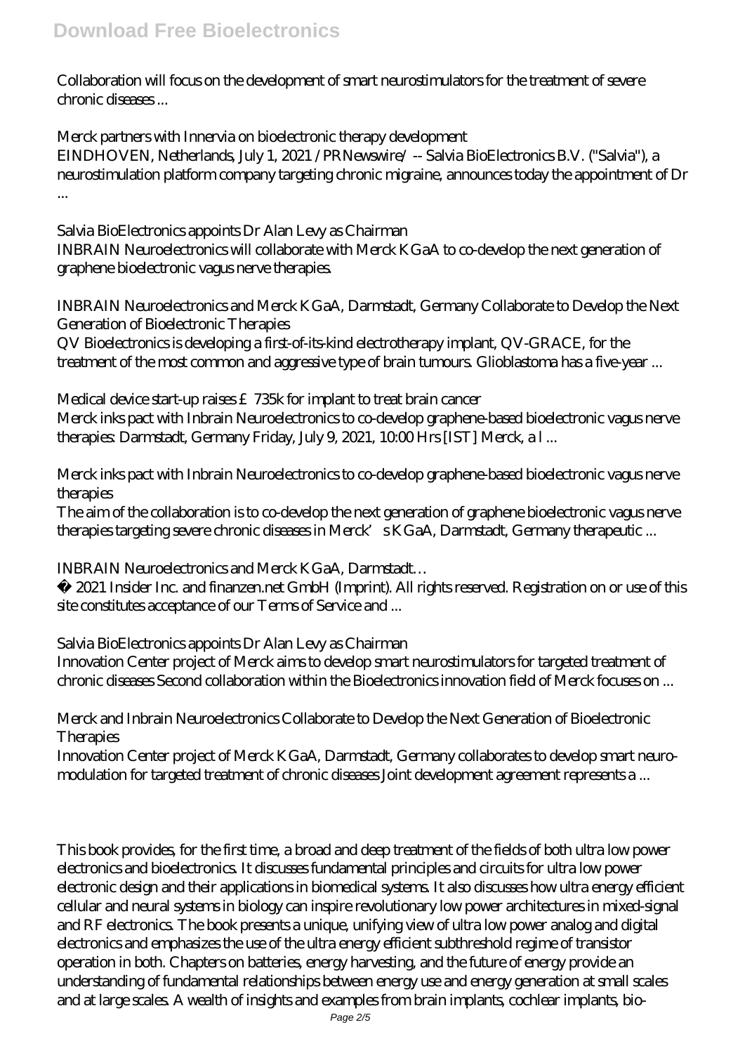Collaboration will focus on the development of smart neurostimulators for the treatment of severe chronic diseases ...

*Merck partners with Innervia on bioelectronic therapy development*

EINDHOVEN, Netherlands, July 1, 2021 /PRNewswire/ -- Salvia BioElectronics B.V. ("Salvia"), a neurostimulation platform company targeting chronic migraine, announces today the appointment of Dr ...

*Salvia BioElectronics appoints Dr Alan Levy as Chairman*

INBRAIN Neuroelectronics will collaborate with Merck KGaA to co-develop the next generation of graphene bioelectronic vagus nerve therapies.

*INBRAIN Neuroelectronics and Merck KGaA, Darmstadt, Germany Collaborate to Develop the Next Generation of Bioelectronic Therapies*

QV Bioelectronics is developing a first-of-its-kind electrotherapy implant, QV-GRACE, for the treatment of the most common and aggressive type of brain tumours. Glioblastoma has a five-year ...

*Medical device start-up raises £735k for implant to treat brain cancer*

Merck inks pact with Inbrain Neuroelectronics to co-develop graphene-based bioelectronic vagus nerve therapies: Darmstadt, Germany Friday, July 9, 2021, 10:00 Hrs [IST] Merck, a l ...

*Merck inks pact with Inbrain Neuroelectronics to co-develop graphene-based bioelectronic vagus nerve therapies*

The aim of the collaboration is to co-develop the next generation of graphene bioelectronic vagus nerve therapies targeting severe chronic diseases in Merck's KGaA, Darmstadt, Germany therapeutic ...

*INBRAIN Neuroelectronics and Merck KGaA, Darmstadt…*

© 2021 Insider Inc. and finanzen.net GmbH (Imprint). All rights reserved. Registration on or use of this site constitutes acceptance of our Terms of Service and ...

*Salvia BioElectronics appoints Dr Alan Levy as Chairman*

Innovation Center project of Merck aims to develop smart neurostimulators for targeted treatment of chronic diseases Second collaboration within the Bioelectronics innovation field of Merck focuses on ...

*Merck and Inbrain Neuroelectronics Collaborate to Develop the Next Generation of Bioelectronic Therapies*

Innovation Center project of Merck KGaA, Darmstadt, Germany collaborates to develop smart neuro-modulation for targeted treatment of chronic diseases Joint development agreement represents a ...

This book provides, for the first time, a broad and deep treatment of the fields of both ultra low power electronics and bioelectronics. It discusses fundamental principles and circuits for ultra low power electronic design and their applications in biomedical systems. It also discusses how ultra energy efficient cellular and neural systems in biology can inspire revolutionary low power architectures in mixed-signal and RF electronics. The book presents a unique, unifying view of ultra low power analog and digital electronics and emphasizes the use of the ultra energy efficient subthreshold regime of transistor operation in both. Chapters on batteries, energy harvesting, and the future of energy provide an understanding of fundamental relationships between energy use and energy generation at small scales and at large scales. A wealth of insights and examples from brain implants, cochlear implants, bio-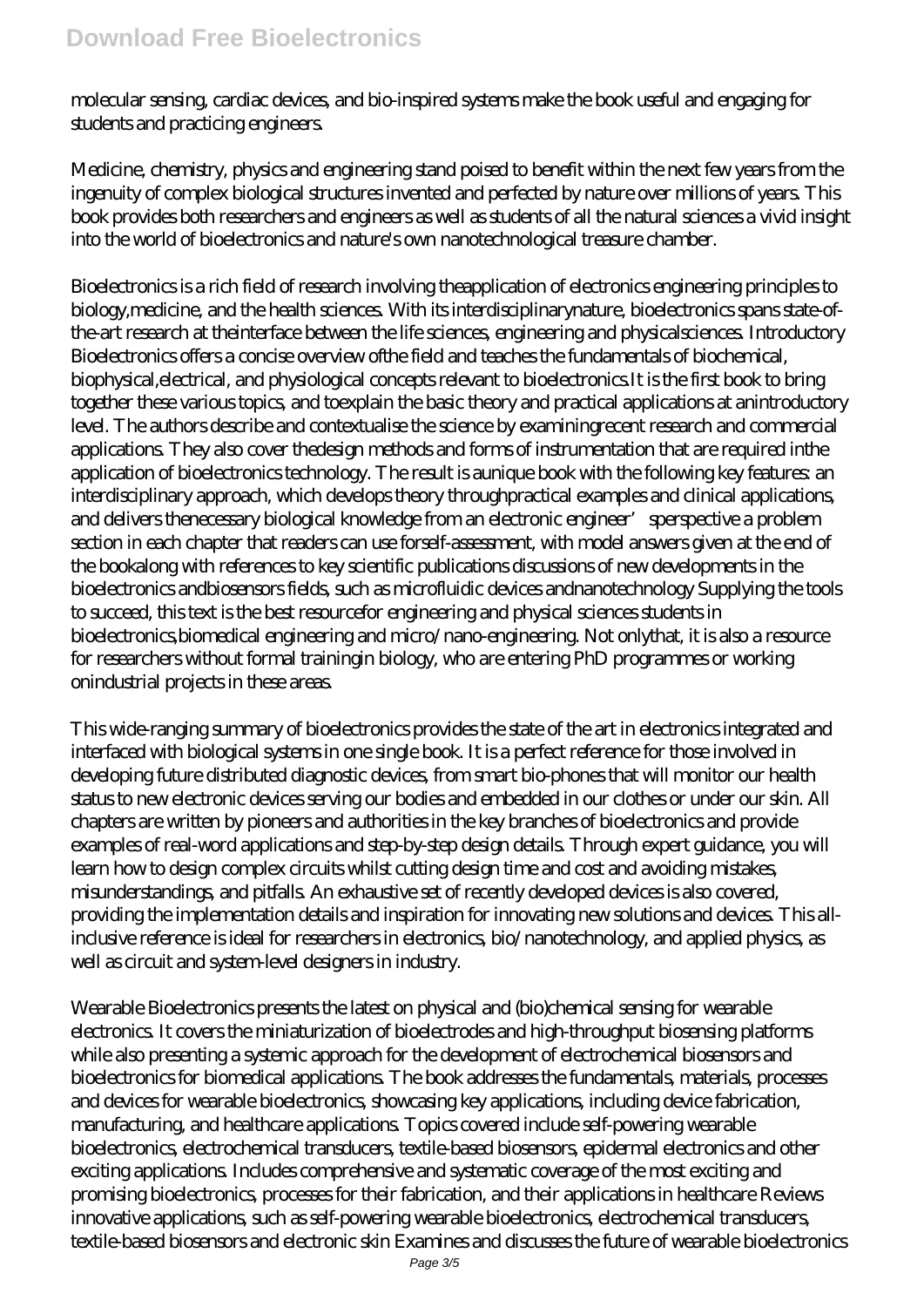molecular sensing, cardiac devices, and bio-inspired systems make the book useful and engaging for students and practicing engineers.

Medicine, chemistry, physics and engineering stand poised to benefit within the next few years from the ingenuity of complex biological structures invented and perfected by nature over millions of years. This book provides both researchers and engineers as well as students of all the natural sciences a vivid insight into the world of bioelectronics and nature's own nanotechnological treasure chamber.

Bioelectronics is a rich field of research involving theapplication of electronics engineering principles to biology,medicine, and the health sciences. With its interdisciplinarynature, bioelectronics spans state-of-the-art research at theinterface between the life sciences, engineering and physicalsciences. Introductory Bioelectronics offers a concise overview ofthe field and teaches the fundamentals of biochemical, biophysical,electrical, and physiological concepts relevant to bioelectronics.It is the first book to bring together these various topics, and toexplain the basic theory and practical applications at anintroductory level. The authors describe and contextualise the science by examiningrecent research and commercial applications. They also cover thedesign methods and forms of instrumentation that are required inthe application of bioelectronics technology. The result is aunique book with the following key features: an interdisciplinary approach, which develops theory throughpractical examples and clinical applications, and delivers thenecessary biological knowledge from an electronic engineer's perspective a problem section in each chapter that readers can use forself-assessment, with model answers given at the end of the bookalong with references to key scientific publications discussions of new developments in the bioelectronics andbiosensors fields, such as microfluidic devices andnanotechnology Supplying the tools to succeed, this text is the best resourcefor engineering and physical sciences students in bioelectronics,biomedical engineering and micro/nano-engineering. Not onlythat, it is also a resource for researchers without formal trainingin biology, who are entering PhD programmes or working onindustrial projects in these areas.

This wide-ranging summary of bioelectronics provides the state of the art in electronics integrated and interfaced with biological systems in one single book. It is a perfect reference for those involved in developing future distributed diagnostic devices, from smart bio-phones that will monitor our health status to new electronic devices serving our bodies and embedded in our clothes or under our skin. All chapters are written by pioneers and authorities in the key branches of bioelectronics and provide examples of real-word applications and step-by-step design details. Through expert guidance, you will learn how to design complex circuits whilst cutting design time and cost and avoiding mistakes, misunderstandings, and pitfalls. An exhaustive set of recently developed devices is also covered, providing the implementation details and inspiration for innovating new solutions and devices. This all-inclusive reference is ideal for researchers in electronics, bio/nanotechnology, and applied physics, as well as circuit and system-level designers in industry.

Wearable Bioelectronics presents the latest on physical and (bio)chemical sensing for wearable electronics. It covers the miniaturization of bioelectrodes and high-throughput biosensing platforms while also presenting a systemic approach for the development of electrochemical biosensors and bioelectronics for biomedical applications. The book addresses the fundamentals, materials, processes and devices for wearable bioelectronics, showcasing key applications, including device fabrication, manufacturing, and healthcare applications. Topics covered include self-powering wearable bioelectronics, electrochemical transducers, textile-based biosensors, epidermal electronics and other exciting applications. Includes comprehensive and systematic coverage of the most exciting and promising bioelectronics, processes for their fabrication, and their applications in healthcare Reviews innovative applications, such as self-powering wearable bioelectronics, electrochemical transducers, textile-based biosensors and electronic skin Examines and discusses the future of wearable bioelectronics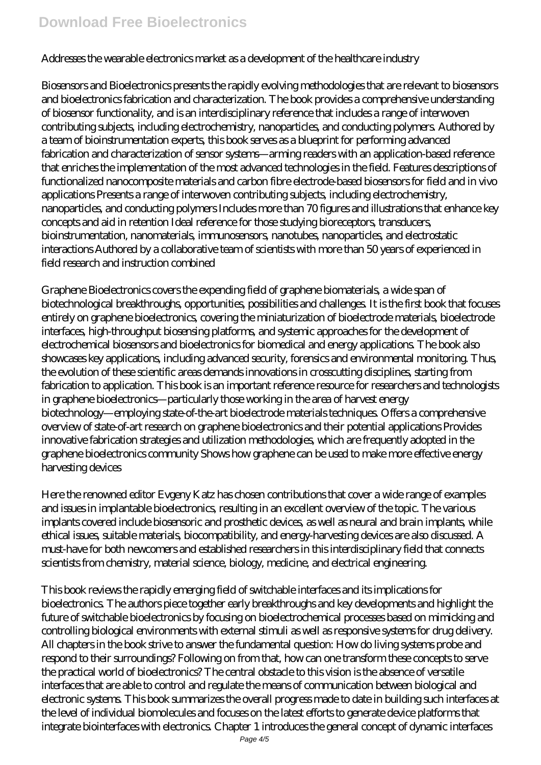Addresses the wearable electronics market as a development of the healthcare industry

Biosensors and Bioelectronics presents the rapidly evolving methodologies that are relevant to biosensors and bioelectronics fabrication and characterization. The book provides a comprehensive understanding of biosensor functionality, and is an interdisciplinary reference that includes a range of interwoven contributing subjects, including electrochemistry, nanoparticles, and conducting polymers. Authored by a team of bioinstrumentation experts, this book serves as a blueprint for performing advanced fabrication and characterization of sensor systems—arming readers with an application-based reference that enriches the implementation of the most advanced technologies in the field. Features descriptions of functionalized nanocomposite materials and carbon fibre electrode-based biosensors for field and in vivo applications Presents a range of interwoven contributing subjects, including electrochemistry, nanoparticles, and conducting polymers Includes more than 70 figures and illustrations that enhance key concepts and aid in retention Ideal reference for those studying bioreceptors, transducers, bioinstrumentation, nanomaterials, immunosensors, nanotubes, nanoparticles, and electrostatic interactions Authored by a collaborative team of scientists with more than 50 years of experienced in field research and instruction combined

Graphene Bioelectronics covers the expending field of graphene biomaterials, a wide span of biotechnological breakthroughs, opportunities, possibilities and challenges. It is the first book that focuses entirely on graphene bioelectronics, covering the miniaturization of bioelectrode materials, bioelectrode interfaces, high-throughput biosensing platforms, and systemic approaches for the development of electrochemical biosensors and bioelectronics for biomedical and energy applications. The book also showcases key applications, including advanced security, forensics and environmental monitoring. Thus, the evolution of these scientific areas demands innovations in crosscutting disciplines, starting from fabrication to application. This book is an important reference resource for researchers and technologists in graphene bioelectronics—particularly those working in the area of harvest energy biotechnology—employing state-of-the-art bioelectrode materials techniques. Offers a comprehensive overview of state-of-art research on graphene bioelectronics and their potential applications Provides innovative fabrication strategies and utilization methodologies, which are frequently adopted in the graphene bioelectronics community Shows how graphene can be used to make more effective energy harvesting devices

Here the renowned editor Evgeny Katz has chosen contributions that cover a wide range of examples and issues in implantable bioelectronics, resulting in an excellent overview of the topic. The various implants covered include biosensoric and prosthetic devices, as well as neural and brain implants, while ethical issues, suitable materials, biocompatibility, and energy-harvesting devices are also discussed. A must-have for both newcomers and established researchers in this interdisciplinary field that connects scientists from chemistry, material science, biology, medicine, and electrical engineering.

This book reviews the rapidly emerging field of switchable interfaces and its implications for bioelectronics. The authors piece together early breakthroughs and key developments and highlight the future of switchable bioelectronics by focusing on bioelectrochemical processes based on mimicking and controlling biological environments with external stimuli as well as responsive systems for drug delivery. All chapters in the book strive to answer the fundamental question: How do living systems probe and respond to their surroundings? Following on from that, how can one transform these concepts to serve the practical world of bioelectronics? The central obstacle to this vision is the absence of versatile interfaces that are able to control and regulate the means of communication between biological and electronic systems. This book summarizes the overall progress made to date in building such interfaces at the level of individual biomolecules and focuses on the latest efforts to generate device platforms that integrate biointerfaces with electronics. Chapter 1 introduces the general concept of dynamic interfaces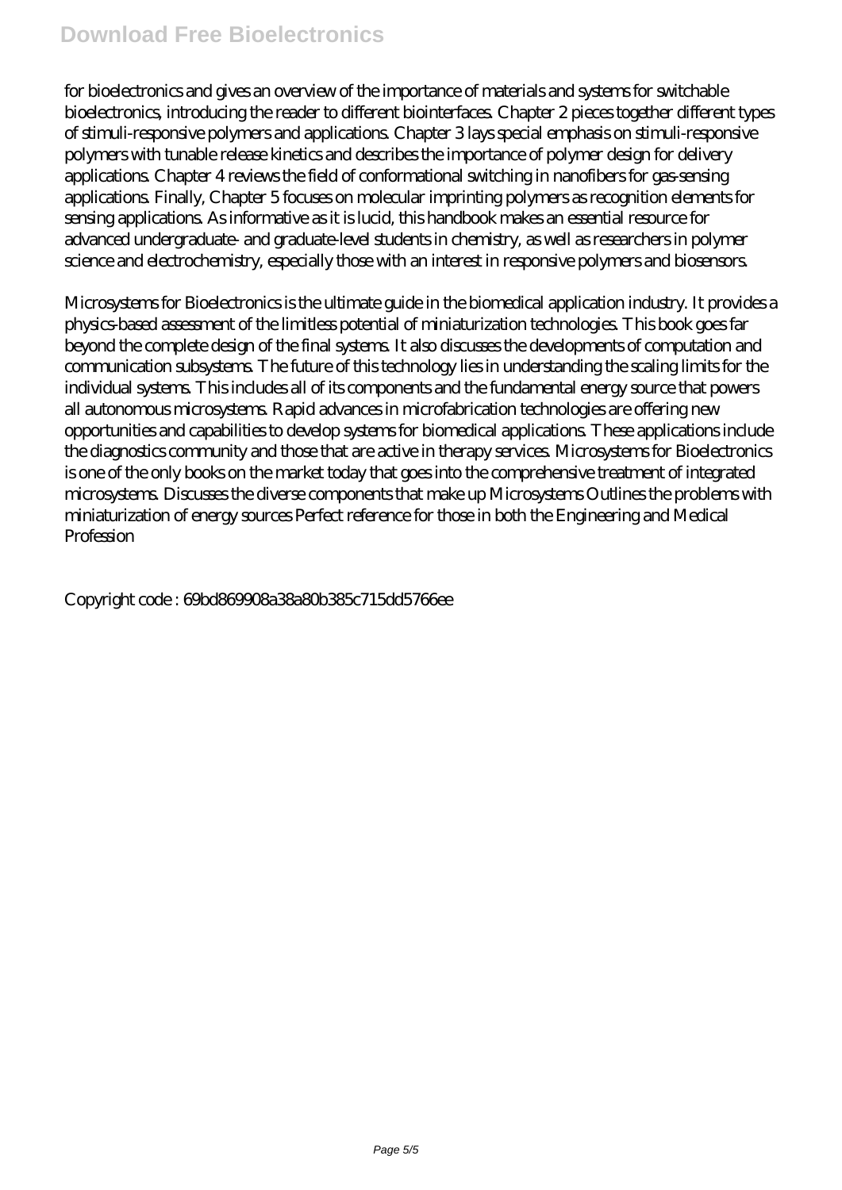for bioelectronics and gives an overview of the importance of materials and systems for switchable bioelectronics, introducing the reader to different biointerfaces. Chapter 2 pieces together different types of stimuli-responsive polymers and applications. Chapter 3 lays special emphasis on stimuli-responsive polymers with tunable release kinetics and describes the importance of polymer design for delivery applications. Chapter 4 reviews the field of conformational switching in nanofibers for gas-sensing applications. Finally, Chapter 5 focuses on molecular imprinting polymers as recognition elements for sensing applications. As informative as it is lucid, this handbook makes an essential resource for advanced undergraduate- and graduate-level students in chemistry, as well as researchers in polymer science and electrochemistry, especially those with an interest in responsive polymers and biosensors.

Microsystems for Bioelectronics is the ultimate guide in the biomedical application industry. It provides a physics-based assessment of the limitless potential of miniaturization technologies. This book goes far beyond the complete design of the final systems. It also discusses the developments of computation and communication subsystems. The future of this technology lies in understanding the scaling limits for the individual systems. This includes all of its components and the fundamental energy source that powers all autonomous microsystems. Rapid advances in microfabrication technologies are offering new opportunities and capabilities to develop systems for biomedical applications. These applications include the diagnostics community and those that are active in therapy services. Microsystems for Bioelectronics is one of the only books on the market today that goes into the comprehensive treatment of integrated microsystems. Discusses the diverse components that make up Microsystems Outlines the problems with miniaturization of energy sources Perfect reference for those in both the Engineering and Medical Profession

Copyright code : 69bd869908a38a80b385c715dd5766ee